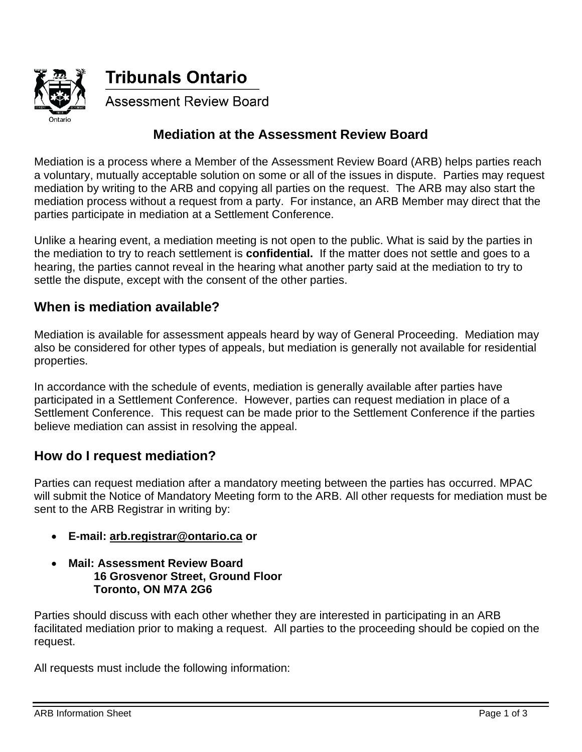# Tribunals Ontario

Assessment Review Board

## Mediation at the Assessment Review Board

Mediation is a process where a Member of the Assessment Review Board (ARB) helps parties reach a voluntary, mutually acceptable solution on some or all of the issues in dispute. Parties may request mediation by writing to the ARB and copying all parties on the request. The ARB may also start the mediation process without a request from a party. For instance, an ARB Member may direct that the parties participate in mediation at a Settlement Conference.

Unlike a hearing event, a mediation meeting is not open to the public. What is said by the parties in the mediation to try to reach settlement is **confidential.** If the matter does not settle and goes to a hearing, the parties cannot reveal in the hearing what another party said at the mediation to try to settle the dispute, except with the consent of the other parties.

### When is mediation available?

Mediation is available for assessment appeals heard by way of General Proceeding. Mediation may also be considered for other types of appeals, but mediation is generally not available for residential properties.

In accordance with the schedule of events, mediation is generally available after parties have participated in a Settlement Conference. However, parties can request mediation in place of a Settlement Conference. This request can be made prior to the Settlement Conference if the parties believe mediation can assist in resolving the appeal.

### How do I request mediation?

Parties can request mediation after a mandatory meeting between the parties has occurred. MPAC will submit the Notice of Mandatory Meeting form to the ARB. All other requests for mediation must be sent to the ARB Registrar in writing by:

- **E-mail: arb.registrar@ontario.ca or**
- **Mail: Assessment Review Board**
  **16 Grosvenor Street, Ground Floor**
  **Toronto, ON M7A 2G6**

Parties should discuss with each other whether they are interested in participating in an ARB facilitated mediation prior to making a request. All parties to the proceeding should be copied on the request.

All requests must include the following information: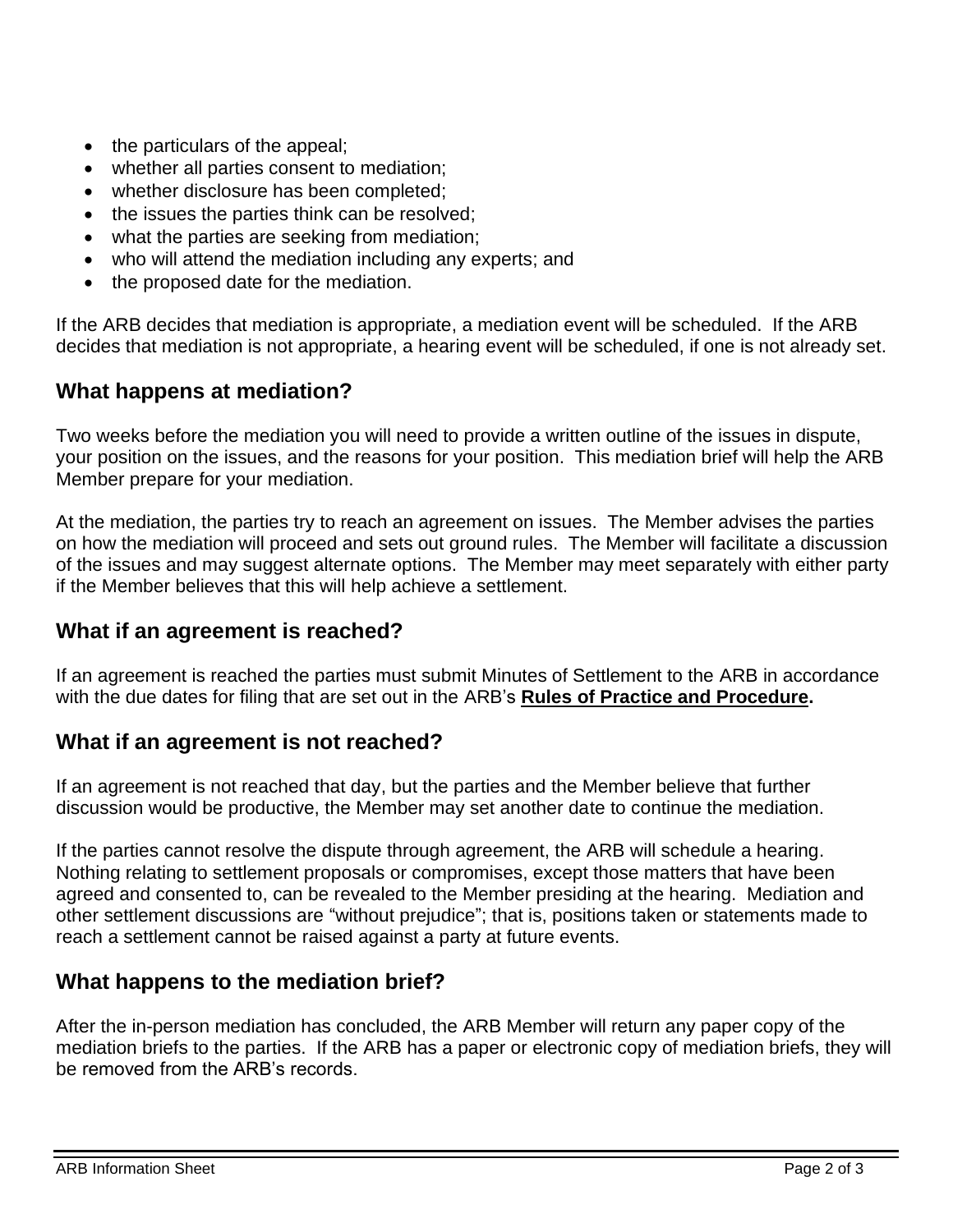- the particulars of the appeal;
- whether all parties consent to mediation;
- whether disclosure has been completed;
- the issues the parties think can be resolved;
- what the parties are seeking from mediation;
- who will attend the mediation including any experts; and
- the proposed date for the mediation.

If the ARB decides that mediation is appropriate, a mediation event will be scheduled. If the ARB decides that mediation is not appropriate, a hearing event will be scheduled, if one is not already set.

## What happens at mediation?

Two weeks before the mediation you will need to provide a written outline of the issues in dispute, your position on the issues, and the reasons for your position. This mediation brief will help the ARB Member prepare for your mediation.

At the mediation, the parties try to reach an agreement on issues. The Member advises the parties on how the mediation will proceed and sets out ground rules. The Member will facilitate a discussion of the issues and may suggest alternate options. The Member may meet separately with either party if the Member believes that this will help achieve a settlement.

## What if an agreement is reached?

If an agreement is reached the parties must submit Minutes of Settlement to the ARB in accordance with the due dates for filing that are set out in the ARB's **Rules of Practice and Procedure.**

## What if an agreement is not reached?

If an agreement is not reached that day, but the parties and the Member believe that further discussion would be productive, the Member may set another date to continue the mediation.

If the parties cannot resolve the dispute through agreement, the ARB will schedule a hearing. Nothing relating to settlement proposals or compromises, except those matters that have been agreed and consented to, can be revealed to the Member presiding at the hearing. Mediation and other settlement discussions are "without prejudice"; that is, positions taken or statements made to reach a settlement cannot be raised against a party at future events.

## What happens to the mediation brief?

After the in-person mediation has concluded, the ARB Member will return any paper copy of the mediation briefs to the parties. If the ARB has a paper or electronic copy of mediation briefs, they will be removed from the ARB's records.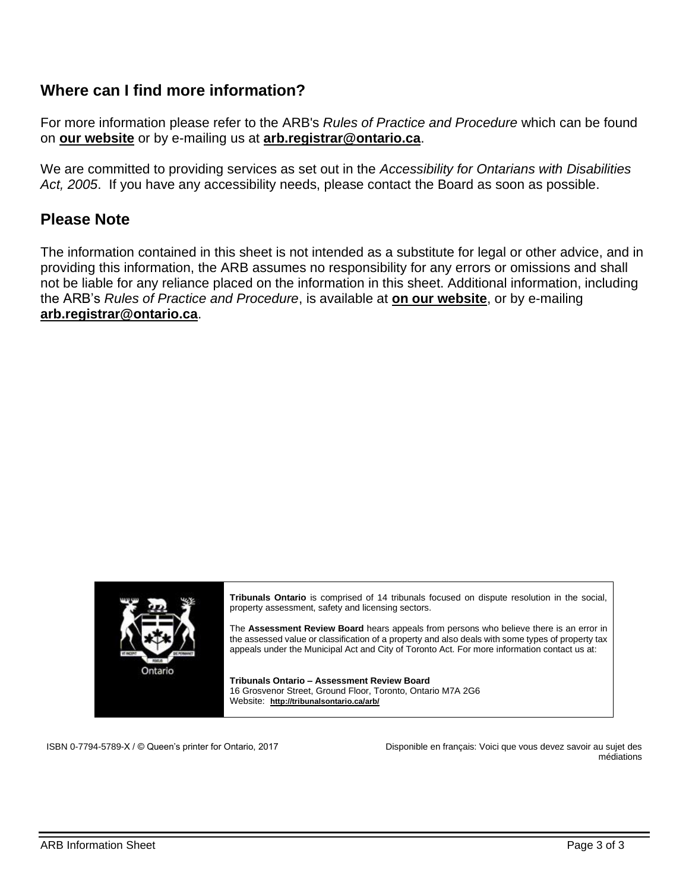## Where can I find more information?

For more information please refer to the ARB's *Rules of Practice and Procedure* which can be found on **our website** or by e-mailing us at **arb.registrar@ontario.ca**.

We are committed to providing services as set out in the *Accessibility for Ontarians with Disabilities Act, 2005*. If you have any accessibility needs, please contact the Board as soon as possible.

## Please Note

The information contained in this sheet is not intended as a substitute for legal or other advice, and in providing this information, the ARB assumes no responsibility for any errors or omissions and shall not be liable for any reliance placed on the information in this sheet. Additional information, including the ARB's *Rules of Practice and Procedure*, is available at **on our website**, or by e-mailing **arb.registrar@ontario.ca**.

Ontario

**Tribunals Ontario** is comprised of 14 tribunals focused on dispute resolution in the social, property assessment, safety and licensing sectors.

The **Assessment Review Board** hears appeals from persons who believe there is an error in the assessed value or classification of a property and also deals with some types of property tax appeals under the Municipal Act and City of Toronto Act. For more information contact us at:

**Tribunals Ontario – Assessment Review Board**
16 Grosvenor Street, Ground Floor, Toronto, Ontario M7A 2G6
Website: **http://tribunalsontario.ca/arb/**

ISBN 0-7794-5789-X / © Queen's printer for Ontario, 2017

Disponible en français: Voici que vous devez savoir au sujet des médiations